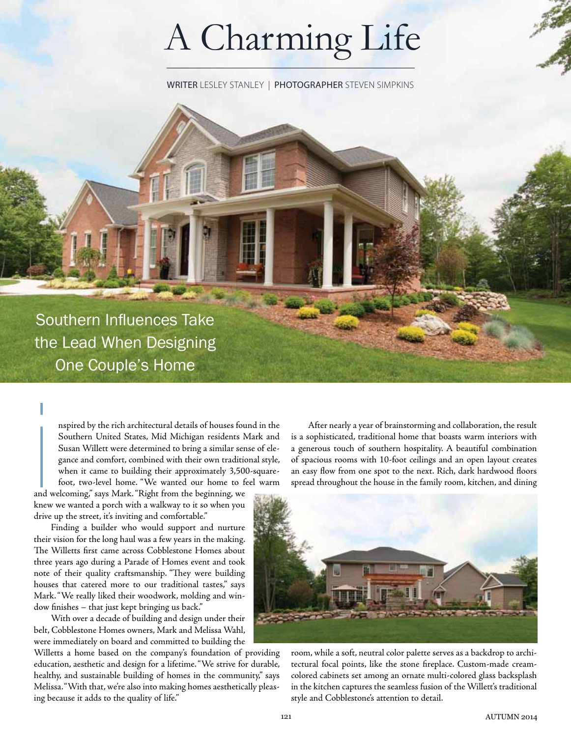# A Charming Life

WRITER LESLEY STANLEY | PHOTOGRAPHER STEVEN SIMPKINS

## Southern Influences Take the Lead When Designing One Couple's Home

Inspired by the rich architectural details of houses found in the Southern United States, Mid Michigan residents Mark and Susan Willett were determined to bring a similar sense of elegance and comfort, combined with their own traditional style, when it came to building their approximately 3,500-square-foot, two-level home. "We wanted our home to feel warm and welcoming," says Mark. "Right from the beginning, we knew we wanted a porch with a walkway to it so when you drive up the street, it's inviting and comfortable."

Finding a builder who would support and nurture their vision for the long haul was a few years in the making. The Willetts first came across Cobblestone Homes about three years ago during a Parade of Homes event and took note of their quality craftsmanship. "They were building houses that catered more to our traditional tastes," says Mark. "We really liked their woodwork, molding and window finishes – that just kept bringing us back."

With over a decade of building and design under their belt, Cobblestone Homes owners, Mark and Melissa Wahl, were immediately on board and committed to building the Willetts a home based on the company's foundation of providing education, aesthetic and design for a lifetime. "We strive for durable, healthy, and sustainable building of homes in the community," says Melissa. "With that, we're also into making homes aesthetically pleasing because it adds to the quality of life."

After nearly a year of brainstorming and collaboration, the result is a sophisticated, traditional home that boasts warm interiors with a generous touch of southern hospitality. A beautiful combination of spacious rooms with 10-foot ceilings and an open layout creates an easy flow from one spot to the next. Rich, dark hardwood floors spread throughout the house in the family room, kitchen, and dining room, while a soft, neutral color palette serves as a backdrop to architectural focal points, like the stone fireplace. Custom-made cream-colored cabinets set among an ornate multi-colored glass backsplash in the kitchen captures the seamless fusion of the Willett's traditional style and Cobblestone's attention to detail.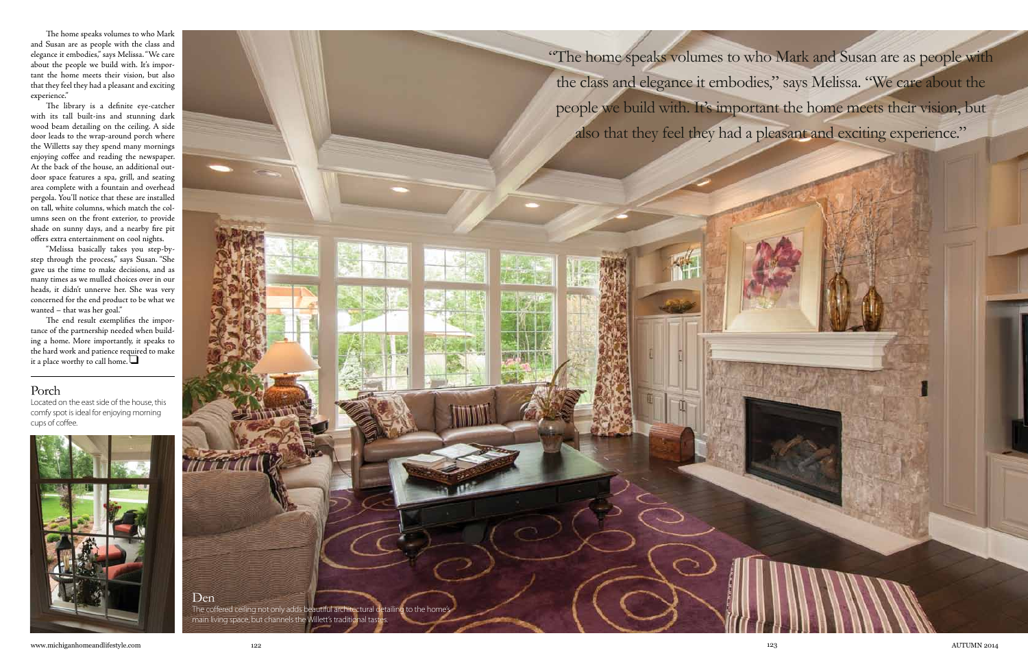The home speaks volumes to who Mark and Susan are as people with the class and elegance it embodies," says Melissa. "We care about the people we build with. It's important the home meets their vision, but also that they feel they had a pleasant and exciting experience."

The library is a definite eye-catcher with its tall built-ins and stunning dark wood beam detailing on the ceiling. A side door leads to the wrap-around porch where the Willetts say they spend many mornings enjoying coffee and reading the newspaper. At the back of the house, an additional outdoor space features a spa, grill, and seating area complete with a fountain and overhead pergola. You'll notice that these are installed on tall, white columns, which match the columns seen on the front exterior, to provide shade on sunny days, and a nearby fire pit offers extra entertainment on cool nights.

"Melissa basically takes you step-by-step through the process," says Susan. "She gave us the time to make decisions, and as many times as we mulled choices over in our heads, it didn't unnerve her. She was very concerned for the end product to be what we wanted – that was her goal."

The end result exemplifies the importance of the partnership needed when building a home. More importantly, it speaks to the hard work and patience required to make it a place worthy to call home. ❑

## Porch

Located on the east side of the house, this comfy spot is ideal for enjoying morning cups of coffee.

> "The home speaks volumes to who Mark and Susan are as people with the class and elegance it embodies," says Melissa. "We care about the people we build with. It's important the home meets their vision, but also that they feel they had a pleasant and exciting experience."

## Den

The coffered ceiling not only adds beautiful architectural detailing to the home's main living space, but channels the Willett's traditional tastes.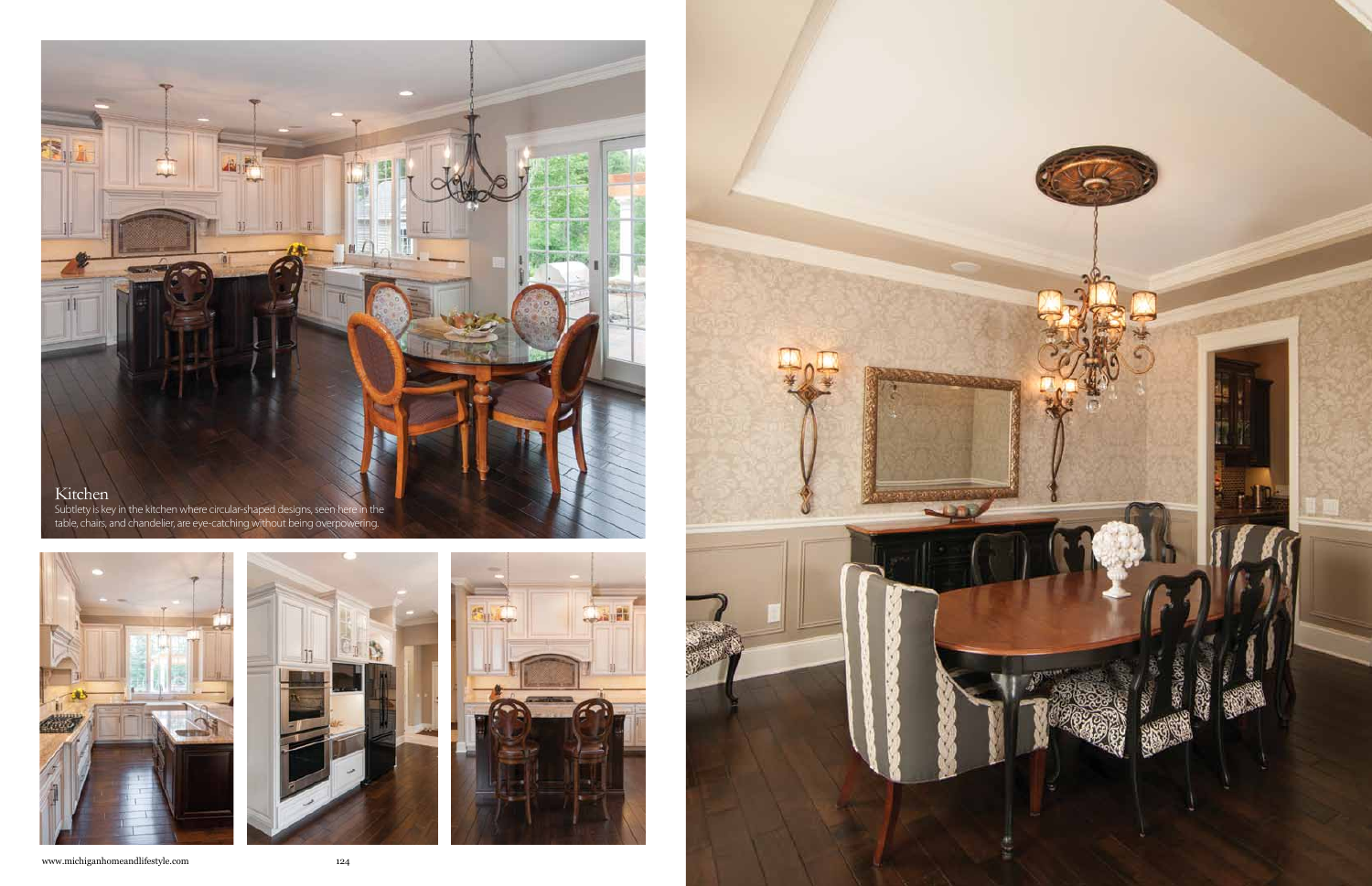## Kitchen

Subtlety is key in the kitchen where circular-shaped designs, seen here in the table, chairs, and chandelier, are eye-catching without being overpowering.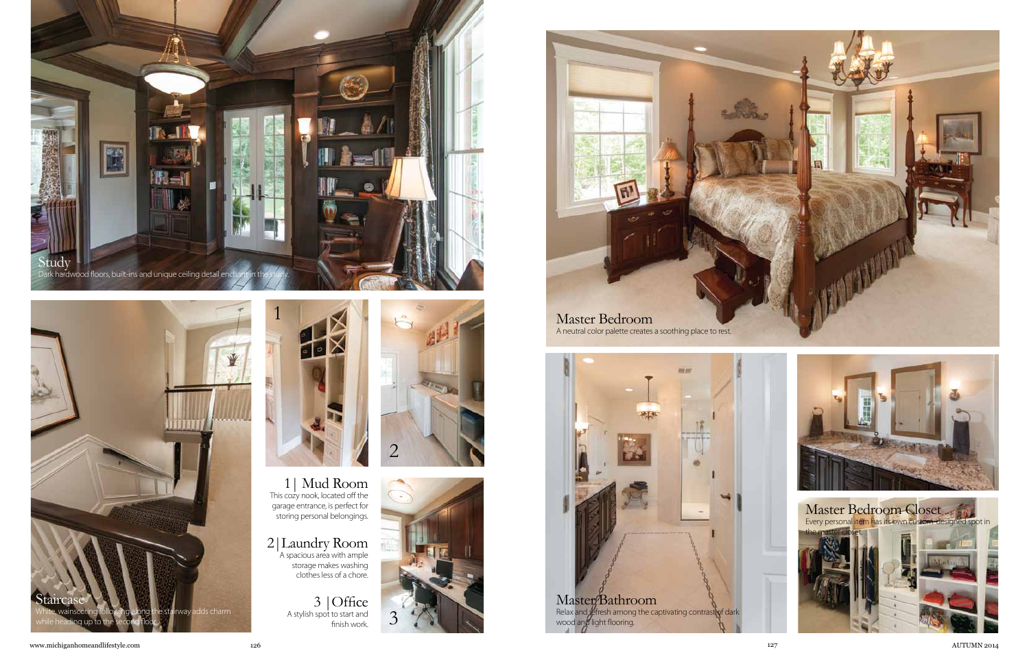## Study

Dark hardwood floors, built-ins and unique ceiling detail enchant in the study.

## Staircase

White, wainscoting following along the stairway adds charm while heading up to the second floor.

## 1 | Mud Room

This cozy nook, located off the garage entrance, is perfect for storing personal belongings.

## 2 | Laundry Room

A spacious area with ample storage makes washing clothes less of a chore.

## 3 | Office

A stylish spot to start and finish work.

## Master Bedroom

A neutral color palette creates a soothing place to rest.

## Master Bathroom

Relax and refresh among the captivating contrast of dark wood and light flooring.

## Master Bedroom Closet

Every personal item has its own custom-designed spot in the master closet.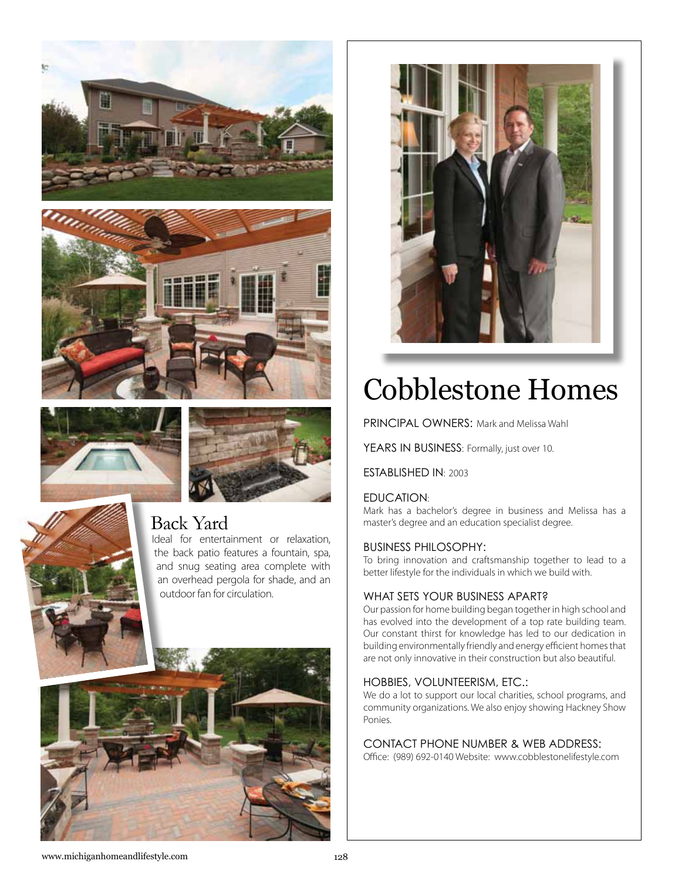## Back Yard

Ideal for entertainment or relaxation, the back patio features a fountain, spa, and snug seating area complete with an overhead pergola for shade, and an outdoor fan for circulation.

# Cobblestone Homes

PRINCIPAL OWNERS: Mark and Melissa Wahl

YEARS IN BUSINESS: Formally, just over 10.

ESTABLISHED IN: 2003

EDUCATION:
Mark has a bachelor's degree in business and Melissa has a master's degree and an education specialist degree.

BUSINESS PHILOSOPHY:
To bring innovation and craftsmanship together to lead to a better lifestyle for the individuals in which we build with.

WHAT SETS YOUR BUSINESS APART?
Our passion for home building began together in high school and has evolved into the development of a top rate building team. Our constant thirst for knowledge has led to our dedication in building environmentally friendly and energy efficient homes that are not only innovative in their construction but also beautiful.

HOBBIES, VOLUNTEERISM, ETC.:
We do a lot to support our local charities, school programs, and community organizations. We also enjoy showing Hackney Show Ponies.

CONTACT PHONE NUMBER & WEB ADDRESS:
Office: (989) 692-0140 Website: www.cobblestonelifestyle.com